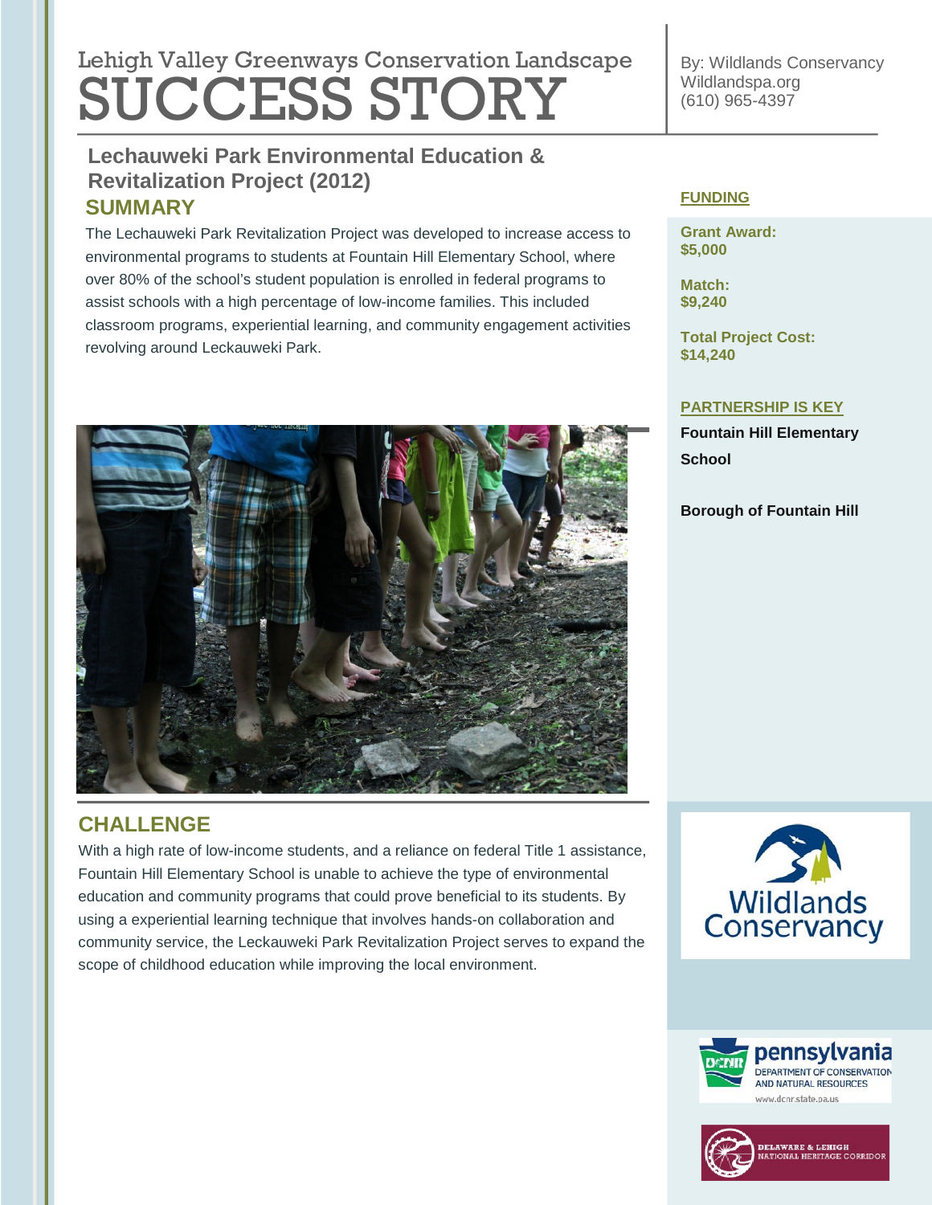Lehigh Valley Greenways Conservation Landscape

# SUCCESS STORY

By: Wildlands Conservancy
Wildlandspa.org
(610) 965-4397

## Lechauweki Park Environmental Education & Revitalization Project (2012)

## SUMMARY

The Lechauweki Park Revitalization Project was developed to increase access to environmental programs to students at Fountain Hill Elementary School, where over 80% of the school's student population is enrolled in federal programs to assist schools with a high percentage of low-income families. This included classroom programs, experiential learning, and community engagement activities revolving around Leckauweki Park.

## CHALLENGE

With a high rate of low-income students, and a reliance on federal Title 1 assistance, Fountain Hill Elementary School is unable to achieve the type of environmental education and community programs that could prove beneficial to its students. By using a experiential learning technique that involves hands-on collaboration and community service, the Leckauweki Park Revitalization Project serves to expand the scope of childhood education while improving the local environment.

### FUNDING

**Grant Award:**
**$5,000**

**Match:**
**$9,240**

**Total Project Cost:**
**$14,240**

### PARTNERSHIP IS KEY

**Fountain Hill Elementary School**

**Borough of Fountain Hill**

Wildlands Conservancy

pennsylvania
DEPARTMENT OF CONSERVATION AND NATURAL RESOURCES
www.dcnr.state.pa.us

DELAWARE & LEHIGH NATIONAL HERITAGE CORRIDOR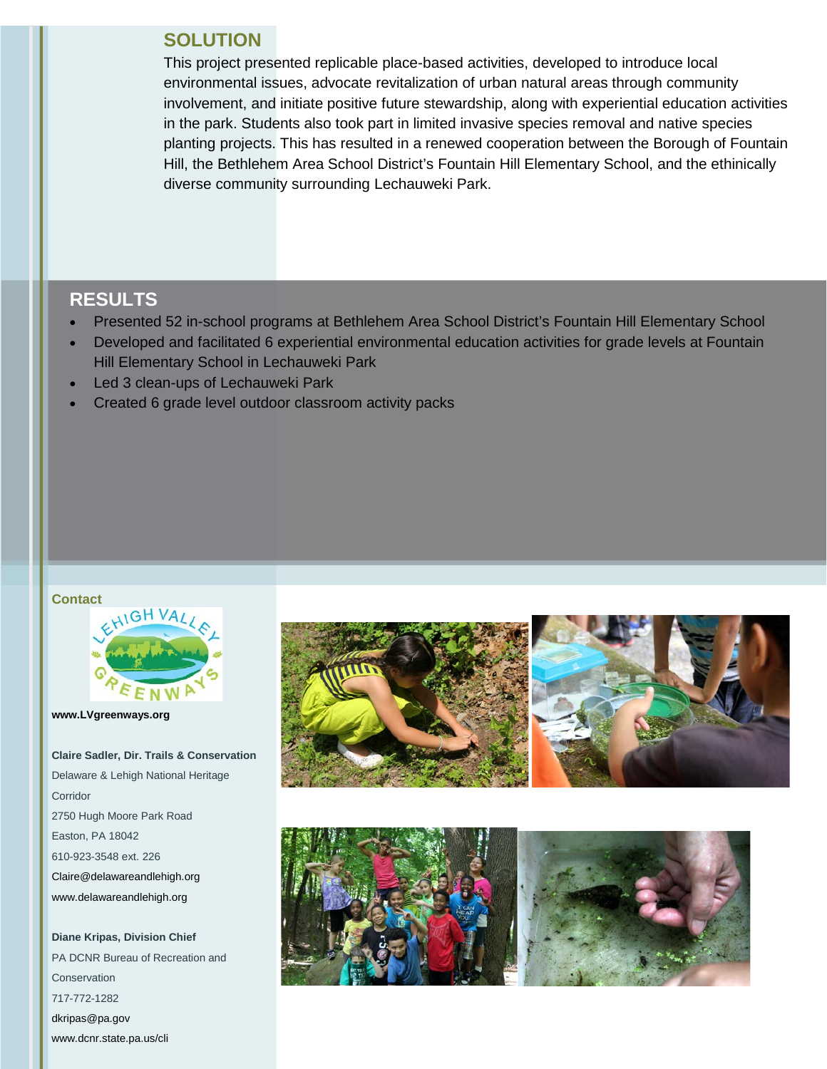## SOLUTION

This project presented replicable place-based activities, developed to introduce local environmental issues, advocate revitalization of urban natural areas through community involvement, and initiate positive future stewardship, along with experiential education activities in the park. Students also took part in limited invasive species removal and native species planting projects. This has resulted in a renewed cooperation between the Borough of Fountain Hill, the Bethlehem Area School District's Fountain Hill Elementary School, and the ethinically diverse community surrounding Lechauweki Park.

## RESULTS

- Presented 52 in-school programs at Bethlehem Area School District's Fountain Hill Elementary School
- Developed and facilitated 6 experiential environmental education activities for grade levels at Fountain Hill Elementary School in Lechauweki Park
- Led 3 clean-ups of Lechauweki Park
- Created 6 grade level outdoor classroom activity packs

### Contact

**www.LVgreenways.org**

**Claire Sadler, Dir. Trails & Conservation**
Delaware & Lehigh National Heritage Corridor
2750 Hugh Moore Park Road
Easton, PA 18042
610-923-3548 ext. 226
Claire@delawareandlehigh.org
www.delawareandlehigh.org

**Diane Kripas, Division Chief**
PA DCNR Bureau of Recreation and Conservation
717-772-1282
dkripas@pa.gov
www.dcnr.state.pa.us/cli